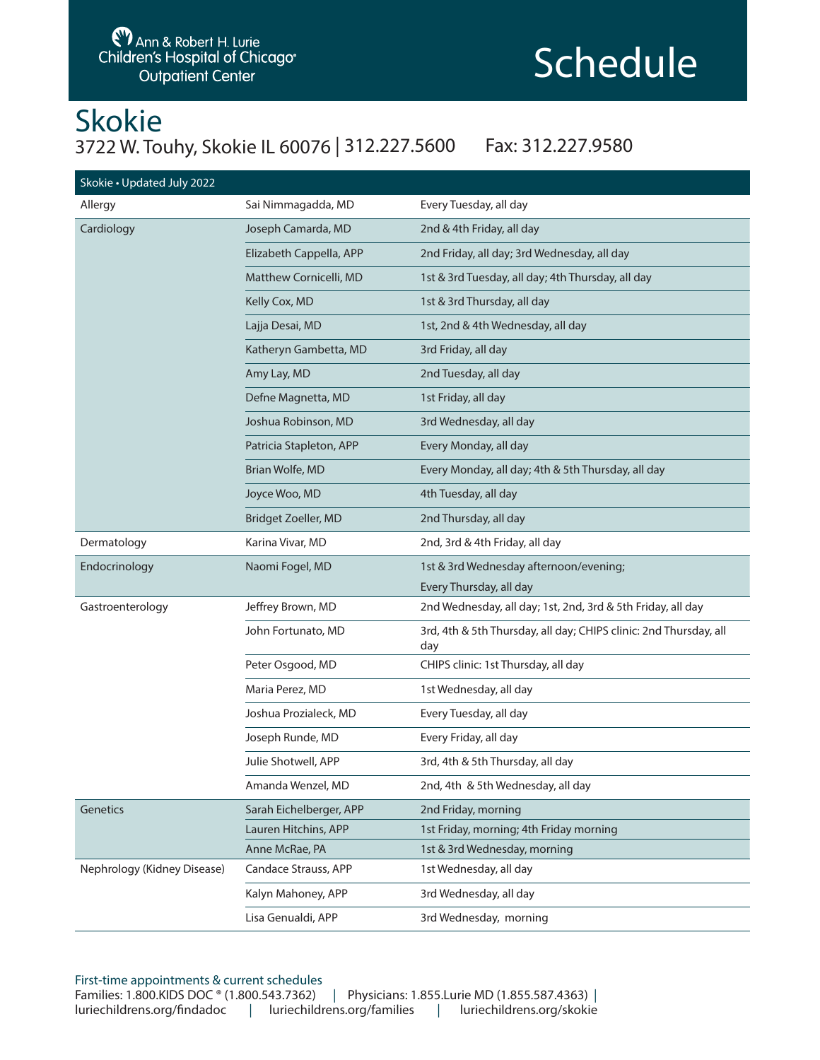Ann & Robert H. Lurie Children's Hospital of Chicago® Outpatient Center

# Schedule

## Skokie

3722 W. Touhy, Skokie IL 60076 | 312.227.5600 Fax: 312.227.9580

| Skokie • Updated July 2022 | | |
|---|---|---|
| Allergy | Sai Nimmagadda, MD | Every Tuesday, all day |
| Cardiology | Joseph Camarda, MD | 2nd & 4th Friday, all day |
| | Elizabeth Cappella, APP | 2nd Friday, all day; 3rd Wednesday, all day |
| | Matthew Cornicelli, MD | 1st & 3rd Tuesday, all day; 4th Thursday, all day |
| | Kelly Cox, MD | 1st & 3rd Thursday, all day |
| | Lajja Desai, MD | 1st, 2nd & 4th Wednesday, all day |
| | Katheryn Gambetta, MD | 3rd Friday, all day |
| | Amy Lay, MD | 2nd Tuesday, all day |
| | Defne Magnetta, MD | 1st Friday, all day |
| | Joshua Robinson, MD | 3rd Wednesday, all day |
| | Patricia Stapleton, APP | Every Monday, all day |
| | Brian Wolfe, MD | Every Monday, all day; 4th & 5th Thursday, all day |
| | Joyce Woo, MD | 4th Tuesday, all day |
| | Bridget Zoeller, MD | 2nd Thursday, all day |
| Dermatology | Karina Vivar, MD | 2nd, 3rd & 4th Friday, all day |
| Endocrinology | Naomi Fogel, MD | 1st & 3rd Wednesday afternoon/evening; Every Thursday, all day |
| Gastroenterology | Jeffrey Brown, MD | 2nd Wednesday, all day; 1st, 2nd, 3rd & 5th Friday, all day |
| | John Fortunato, MD | 3rd, 4th & 5th Thursday, all day; CHIPS clinic: 2nd Thursday, all day |
| | Peter Osgood, MD | CHIPS clinic: 1st Thursday, all day |
| | Maria Perez, MD | 1st Wednesday, all day |
| | Joshua Prozialeck, MD | Every Tuesday, all day |
| | Joseph Runde, MD | Every Friday, all day |
| | Julie Shotwell, APP | 3rd, 4th & 5th Thursday, all day |
| | Amanda Wenzel, MD | 2nd, 4th & 5th Wednesday, all day |
| Genetics | Sarah Eichelberger, APP | 2nd Friday, morning |
| | Lauren Hitchins, APP | 1st Friday, morning; 4th Friday morning |
| | Anne McRae, PA | 1st & 3rd Wednesday, morning |
| Nephrology (Kidney Disease) | Candace Strauss, APP | 1st Wednesday, all day |
| | Kalyn Mahoney, APP | 3rd Wednesday, all day |
| | Lisa Genualdi, APP | 3rd Wednesday, morning |

First-time appointments & current schedules

Families: 1.800.KIDS DOC ® (1.800.543.7362) | Physicians: 1.855.Lurie MD (1.855.587.4363) | luriechildrens.org/findadoc | luriechildrens.org/families | luriechildrens.org/skokie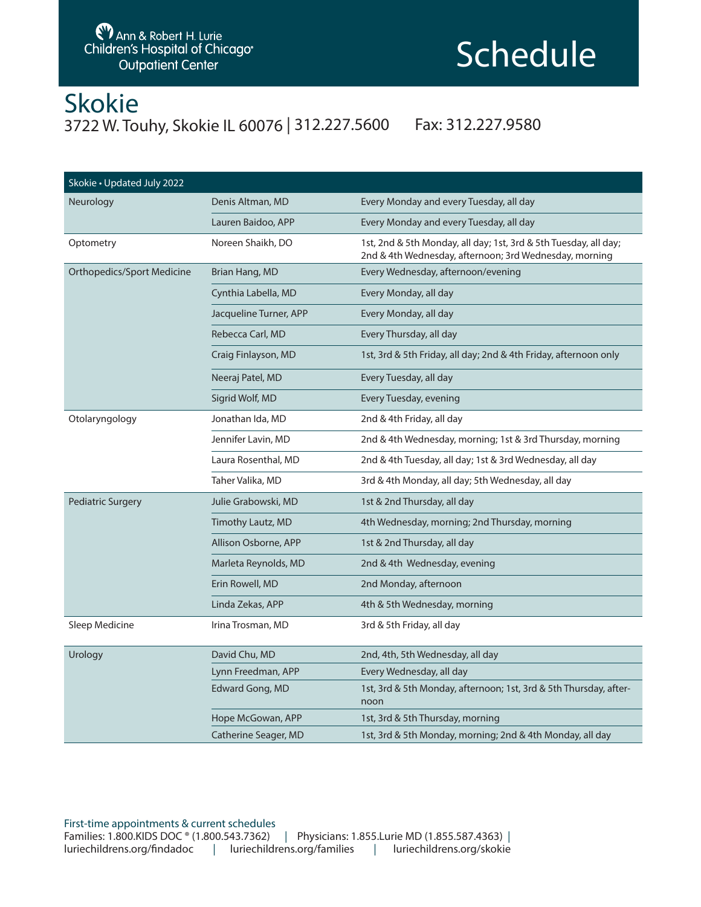Ann & Robert H. Lurie Children's Hospital of Chicago® Outpatient Center

# Schedule

## Skokie

3722 W. Touhy, Skokie IL 60076 | 312.227.5600 Fax: 312.227.9580

| Skokie • Updated July 2022 | | |
|---|---|---|
| Neurology | Denis Altman, MD | Every Monday and every Tuesday, all day |
| | Lauren Baidoo, APP | Every Monday and every Tuesday, all day |
| Optometry | Noreen Shaikh, DO | 1st, 2nd & 5th Monday, all day; 1st, 3rd & 5th Tuesday, all day; 2nd & 4th Wednesday, afternoon; 3rd Wednesday, morning |
| Orthopedics/Sport Medicine | Brian Hang, MD | Every Wednesday, afternoon/evening |
| | Cynthia Labella, MD | Every Monday, all day |
| | Jacqueline Turner, APP | Every Monday, all day |
| | Rebecca Carl, MD | Every Thursday, all day |
| | Craig Finlayson, MD | 1st, 3rd & 5th Friday, all day; 2nd & 4th Friday, afternoon only |
| | Neeraj Patel, MD | Every Tuesday, all day |
| | Sigrid Wolf, MD | Every Tuesday, evening |
| Otolaryngology | Jonathan Ida, MD | 2nd & 4th Friday, all day |
| | Jennifer Lavin, MD | 2nd & 4th Wednesday, morning; 1st & 3rd Thursday, morning |
| | Laura Rosenthal, MD | 2nd & 4th Tuesday, all day; 1st & 3rd Wednesday, all day |
| | Taher Valika, MD | 3rd & 4th Monday, all day; 5th Wednesday, all day |
| Pediatric Surgery | Julie Grabowski, MD | 1st & 2nd Thursday, all day |
| | Timothy Lautz, MD | 4th Wednesday, morning; 2nd Thursday, morning |
| | Allison Osborne, APP | 1st & 2nd Thursday, all day |
| | Marleta Reynolds, MD | 2nd & 4th Wednesday, evening |
| | Erin Rowell, MD | 2nd Monday, afternoon |
| | Linda Zekas, APP | 4th & 5th Wednesday, morning |
| Sleep Medicine | Irina Trosman, MD | 3rd & 5th Friday, all day |
| Urology | David Chu, MD | 2nd, 4th, 5th Wednesday, all day |
| | Lynn Freedman, APP | Every Wednesday, all day |
| | Edward Gong, MD | 1st, 3rd & 5th Monday, afternoon; 1st, 3rd & 5th Thursday, afternoon |
| | Hope McGowan, APP | 1st, 3rd & 5th Thursday, morning |
| | Catherine Seager, MD | 1st, 3rd & 5th Monday, morning; 2nd & 4th Monday, all day |

First-time appointments & current schedules
Families: 1.800.KIDS DOC ® (1.800.543.7362) | Physicians: 1.855.Lurie MD (1.855.587.4363) |
luriechildrens.org/findadoc | luriechildrens.org/families | luriechildrens.org/skokie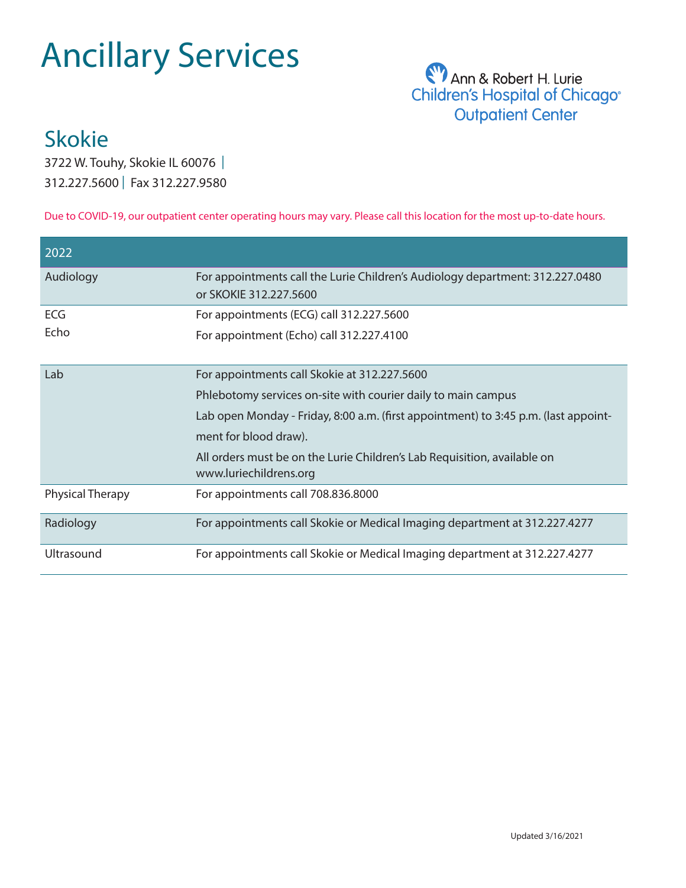# Ancillary Services

Ann & Robert H. Lurie
Children's Hospital of Chicago®
Outpatient Center

## Skokie

3722 W. Touhy, Skokie IL 60076 |
312.227.5600 | Fax 312.227.9580

Due to COVID-19, our outpatient center operating hours may vary. Please call this location for the most up-to-date hours.

| 2022 | |
|---|---|
| Audiology | For appointments call the Lurie Children's Audiology department: 312.227.0480 or SKOKIE 312.227.5600 |
| ECG<br>Echo | For appointments (ECG) call 312.227.5600<br>For appointment (Echo) call 312.227.4100 |
| Lab | For appointments call Skokie at 312.227.5600<br>Phlebotomy services on-site with courier daily to main campus<br>Lab open Monday - Friday, 8:00 a.m. (first appointment) to 3:45 p.m. (last appointment for blood draw).<br>All orders must be on the Lurie Children's Lab Requisition, available on www.luriechildrens.org |
| Physical Therapy | For appointments call 708.836.8000 |
| Radiology | For appointments call Skokie or Medical Imaging department at 312.227.4277 |
| Ultrasound | For appointments call Skokie or Medical Imaging department at 312.227.4277 |

Updated 3/16/2021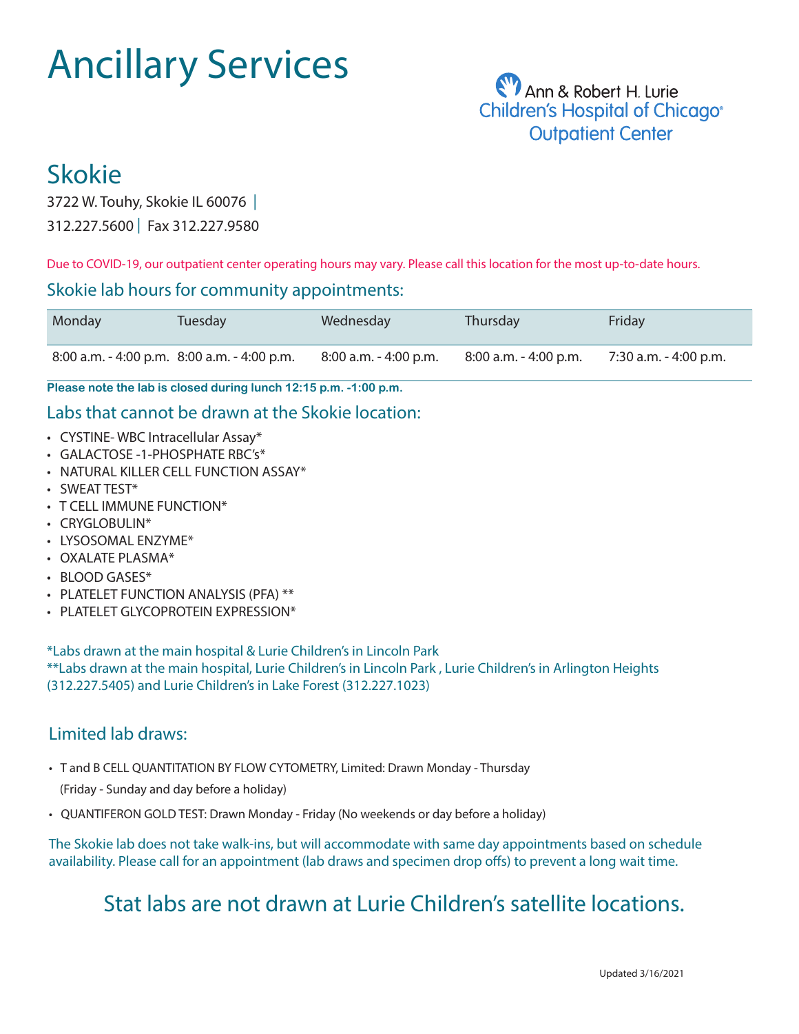# Ancillary Services

Ann & Robert H. Lurie
Children's Hospital of Chicago®
Outpatient Center

## Skokie

3722 W. Touhy, Skokie IL 60076 |
312.227.5600 | Fax 312.227.9580

Due to COVID-19, our outpatient center operating hours may vary. Please call this location for the most up-to-date hours.

### Skokie lab hours for community appointments:

| Monday | Tuesday | Wednesday | Thursday | Friday |
|---|---|---|---|---|
| 8:00 a.m. - 4:00 p.m. | 8:00 a.m. - 4:00 p.m. | 8:00 a.m. - 4:00 p.m. | 8:00 a.m. - 4:00 p.m. | 7:30 a.m. - 4:00 p.m. |

**Please note the lab is closed during lunch 12:15 p.m. -1:00 p.m.**

### Labs that cannot be drawn at the Skokie location:

- CYSTINE- WBC Intracellular Assay*
- GALACTOSE -1-PHOSPHATE RBC's*
- NATURAL KILLER CELL FUNCTION ASSAY*
- SWEAT TEST*
- T CELL IMMUNE FUNCTION*
- CRYGLOBULIN*
- LYSOSOMAL ENZYME*
- OXALATE PLASMA*
- BLOOD GASES*
- PLATELET FUNCTION ANALYSIS (PFA) **
- PLATELET GLYCOPROTEIN EXPRESSION*

*Labs drawn at the main hospital & Lurie Children's in Lincoln Park
**Labs drawn at the main hospital, Lurie Children's in Lincoln Park , Lurie Children's in Arlington Heights (312.227.5405) and Lurie Children's in Lake Forest (312.227.1023)

### Limited lab draws:

- T and B CELL QUANTITATION BY FLOW CYTOMETRY, Limited: Drawn Monday - Thursday (Friday - Sunday and day before a holiday)
- QUANTIFERON GOLD TEST: Drawn Monday - Friday (No weekends or day before a holiday)

The Skokie lab does not take walk-ins, but will accommodate with same day appointments based on schedule availability. Please call for an appointment (lab draws and specimen drop offs) to prevent a long wait time.

## Stat labs are not drawn at Lurie Children's satellite locations.

Updated 3/16/2021